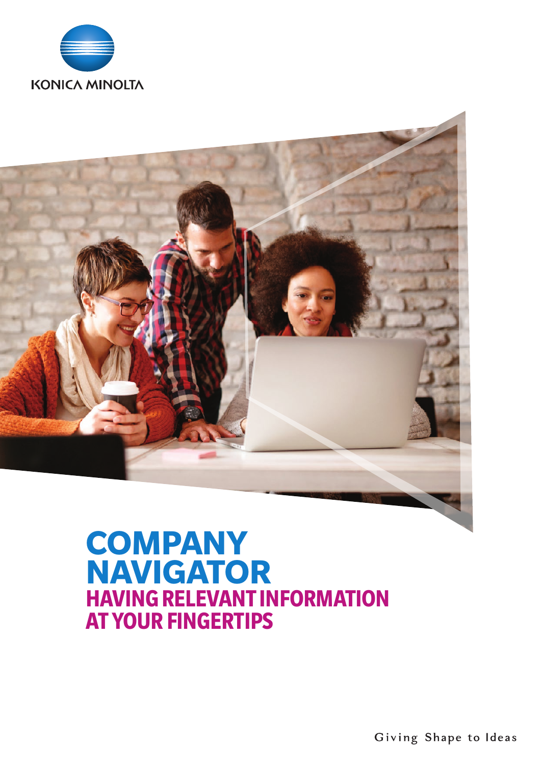KONICA MINOLTA

# COMPANY NAVIGATOR

## HAVING RELEVANT INFORMATION AT YOUR FINGERTIPS

Giving Shape to Ideas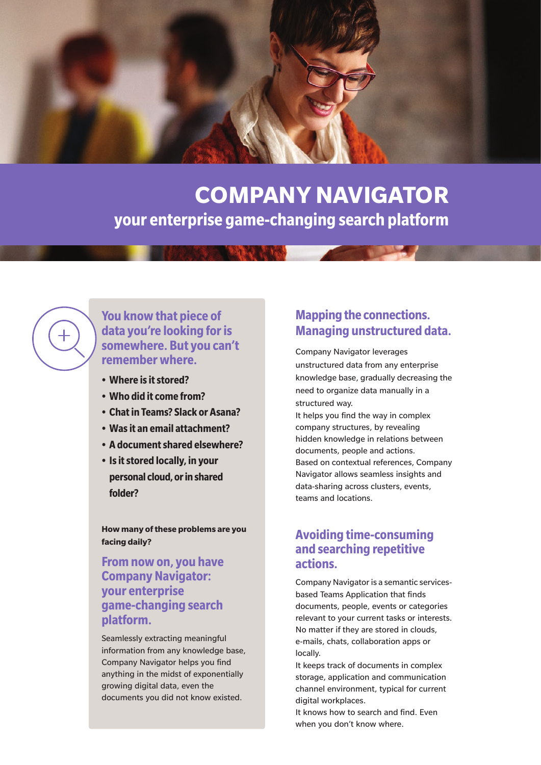# COMPANY NAVIGATOR

## your enterprise game-changing search platform

### You know that piece of data you're looking for is somewhere. But you can't remember where.

- **Where is it stored?**
- **Who did it come from?**
- **Chat in Teams? Slack or Asana?**
- **Was it an email attachment?**
- **A document shared elsewhere?**
- **Is it stored locally, in your personal cloud, or in shared folder?**

**How many of these problems are you facing daily?**

### From now on, you have Company Navigator: your enterprise game-changing search platform.

Seamlessly extracting meaningful information from any knowledge base, Company Navigator helps you find anything in the midst of exponentially growing digital data, even the documents you did not know existed.

### Mapping the connections. Managing unstructured data.

Company Navigator leverages unstructured data from any enterprise knowledge base, gradually decreasing the need to organize data manually in a structured way.

It helps you find the way in complex company structures, by revealing hidden knowledge in relations between documents, people and actions.

Based on contextual references, Company Navigator allows seamless insights and data-sharing across clusters, events, teams and locations.

### Avoiding time-consuming and searching repetitive actions.

Company Navigator is a semantic services-based Teams Application that finds documents, people, events or categories relevant to your current tasks or interests. No matter if they are stored in clouds, e-mails, chats, collaboration apps or locally.

It keeps track of documents in complex storage, application and communication channel environment, typical for current digital workplaces.

It knows how to search and find. Even when you don't know where.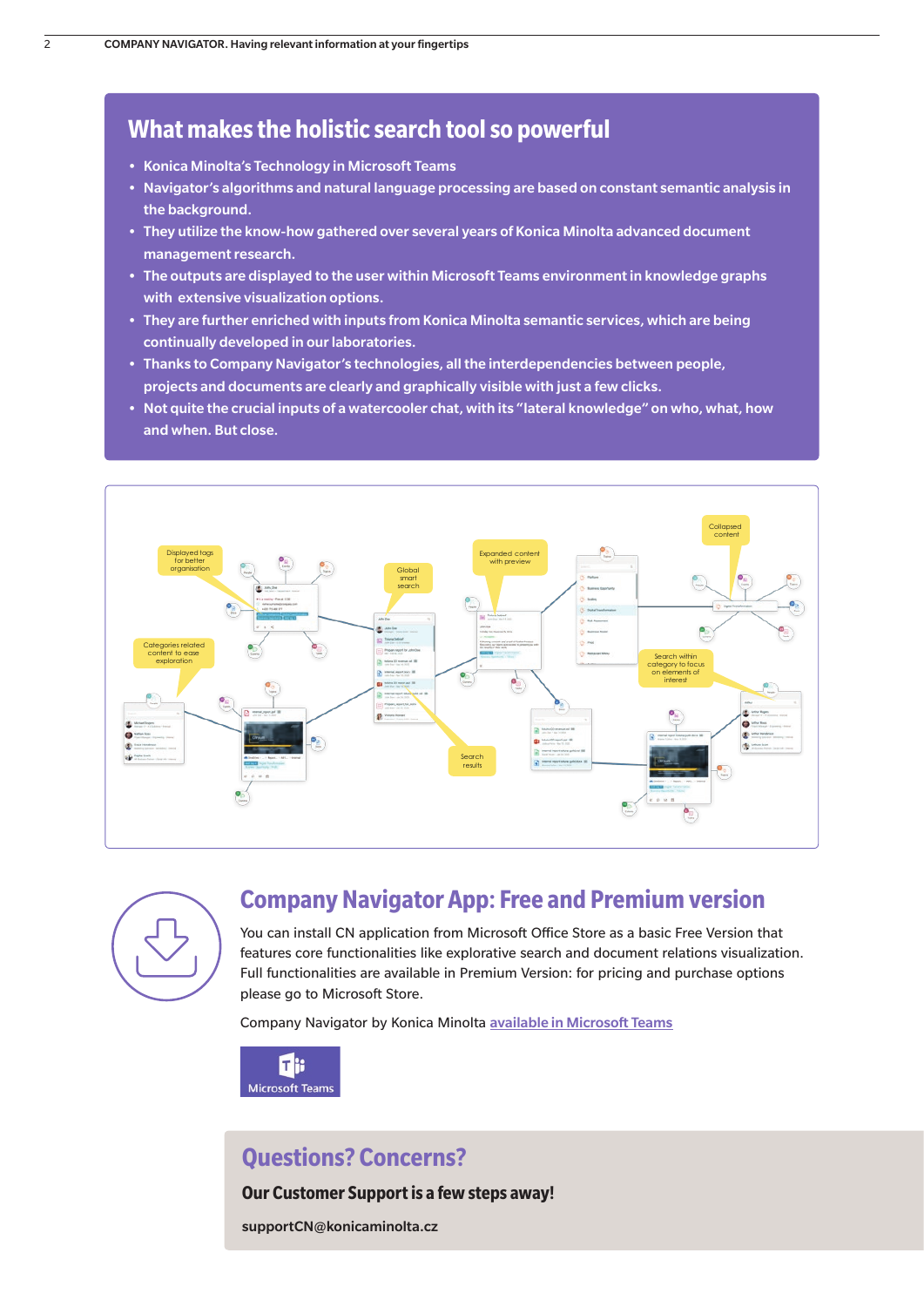## What makes the holistic search tool so powerful

- Konica Minolta's Technology in Microsoft Teams
- Navigator's algorithms and natural language processing are based on constant semantic analysis in the background.
- They utilize the know-how gathered over several years of Konica Minolta advanced document management research.
- The outputs are displayed to the user within Microsoft Teams environment in knowledge graphs with extensive visualization options.
- They are further enriched with inputs from Konica Minolta semantic services, which are being continually developed in our laboratories.
- Thanks to Company Navigator's technologies, all the interdependencies between people, projects and documents are clearly and graphically visible with just a few clicks.
- Not quite the crucial inputs of a watercooler chat, with its "lateral knowledge" on who, what, how and when. But close.

Displayed tags for better organisation

Global smart search

Expanded content with preview

Collapsed content

Categories related content to ease exploration

Search within category to focus on elements of interest

Search results

## Company Navigator App: Free and Premium version

You can install CN application from Microsoft Office Store as a basic Free Version that features core functionalities like explorative search and document relations visualization. Full functionalities are available in Premium Version: for pricing and purchase options please go to Microsoft Store.

Company Navigator by Konica Minolta available in Microsoft Teams

Microsoft Teams

## Questions? Concerns?

**Our Customer Support is a few steps away!**

**supportCN@konicaminolta.cz**